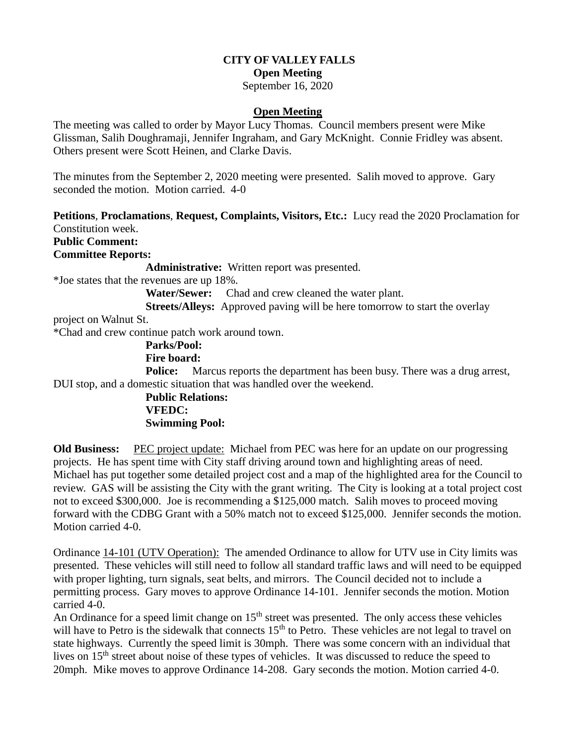**CITY OF VALLEY FALLS**
**Open Meeting**
September 16, 2020

**Open Meeting**

The meeting was called to order by Mayor Lucy Thomas. Council members present were Mike Glissman, Salih Doughramaji, Jennifer Ingraham, and Gary McKnight. Connie Fridley was absent. Others present were Scott Heinen, and Clarke Davis.

The minutes from the September 2, 2020 meeting were presented. Salih moved to approve. Gary seconded the motion. Motion carried. 4-0

**Petitions**, **Proclamations**, **Request, Complaints, Visitors, Etc.:** Lucy read the 2020 Proclamation for Constitution week.

**Public Comment:**

**Committee Reports:**

**Administrative:** Written report was presented.

*Joe states that the revenues are up 18%.

**Water/Sewer:** Chad and crew cleaned the water plant.

**Streets/Alleys:** Approved paving will be here tomorrow to start the overlay project on Walnut St.

*Chad and crew continue patch work around town.

**Parks/Pool:**

**Fire board:**

**Police:** Marcus reports the department has been busy. There was a drug arrest, DUI stop, and a domestic situation that was handled over the weekend.

**Public Relations:**

**VFEDC:**

**Swimming Pool:**

**Old Business:** PEC project update: Michael from PEC was here for an update on our progressing projects. He has spent time with City staff driving around town and highlighting areas of need. Michael has put together some detailed project cost and a map of the highlighted area for the Council to review. GAS will be assisting the City with the grant writing. The City is looking at a total project cost not to exceed $300,000. Joe is recommending a $125,000 match. Salih moves to proceed moving forward with the CDBG Grant with a 50% match not to exceed $125,000. Jennifer seconds the motion. Motion carried 4-0.

Ordinance 14-101 (UTV Operation): The amended Ordinance to allow for UTV use in City limits was presented. These vehicles will still need to follow all standard traffic laws and will need to be equipped with proper lighting, turn signals, seat belts, and mirrors. The Council decided not to include a permitting process. Gary moves to approve Ordinance 14-101. Jennifer seconds the motion. Motion carried 4-0.

An Ordinance for a speed limit change on 15th street was presented. The only access these vehicles will have to Petro is the sidewalk that connects 15th to Petro. These vehicles are not legal to travel on state highways. Currently the speed limit is 30mph. There was some concern with an individual that lives on 15th street about noise of these types of vehicles. It was discussed to reduce the speed to 20mph. Mike moves to approve Ordinance 14-208. Gary seconds the motion. Motion carried 4-0.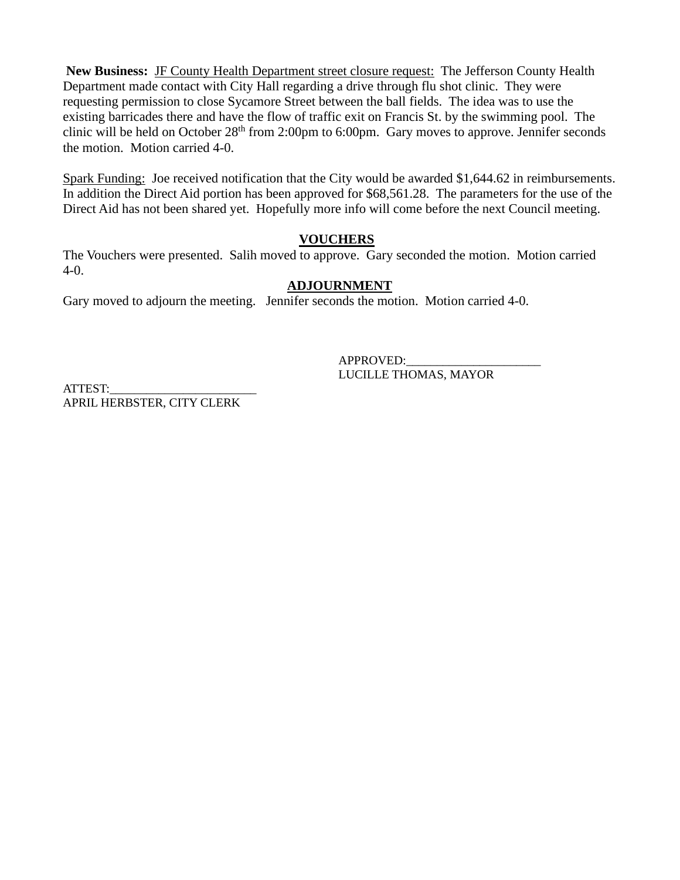**New Business:** JF County Health Department street closure request: The Jefferson County Health Department made contact with City Hall regarding a drive through flu shot clinic. They were requesting permission to close Sycamore Street between the ball fields. The idea was to use the existing barricades there and have the flow of traffic exit on Francis St. by the swimming pool. The clinic will be held on October 28th from 2:00pm to 6:00pm. Gary moves to approve. Jennifer seconds the motion. Motion carried 4-0.

Spark Funding: Joe received notification that the City would be awarded $1,644.62 in reimbursements. In addition the Direct Aid portion has been approved for $68,561.28. The parameters for the use of the Direct Aid has not been shared yet. Hopefully more info will come before the next Council meeting.

## VOUCHERS

The Vouchers were presented. Salih moved to approve. Gary seconded the motion. Motion carried 4-0.

## ADJOURNMENT

Gary moved to adjourn the meeting. Jennifer seconds the motion. Motion carried 4-0.

APPROVED:______________________
LUCILLE THOMAS, MAYOR

ATTEST:________________________
APRIL HERBSTER, CITY CLERK